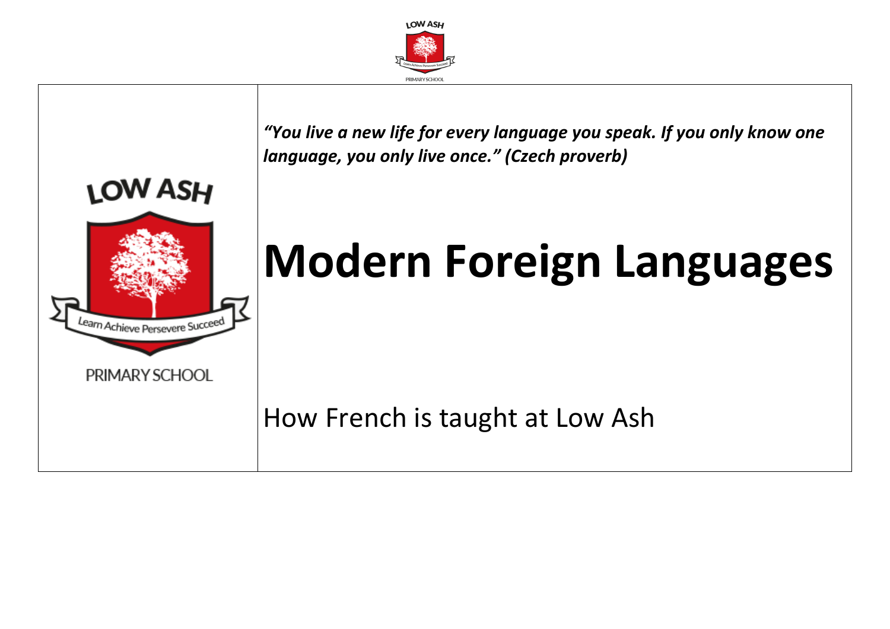*"You live a new life for every language you speak. If you only know one language, you only live once." (Czech proverb)*

# Modern Foreign Languages

How French is taught at Low Ash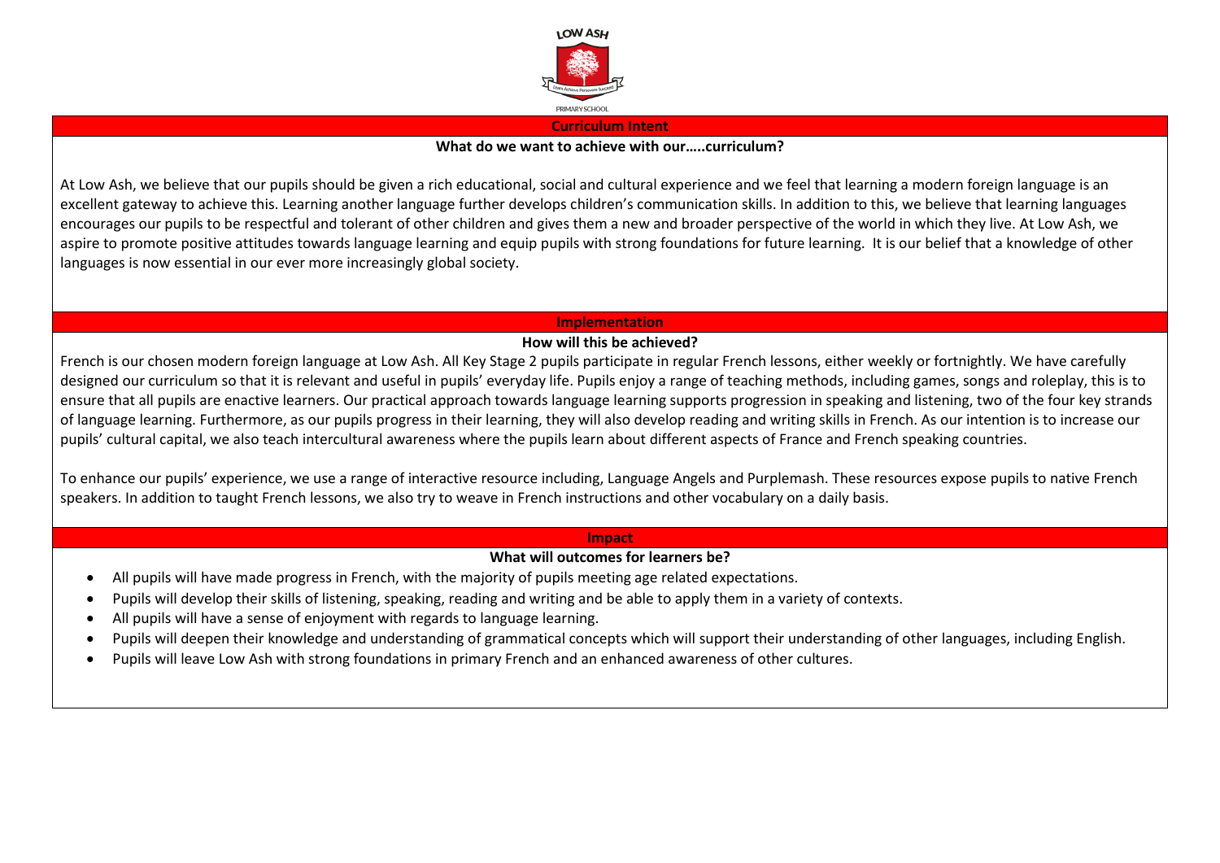LOW ASH

PRIMARY SCHOOL

## Curriculum Intent

**What do we want to achieve with our…..curriculum?**

At Low Ash, we believe that our pupils should be given a rich educational, social and cultural experience and we feel that learning a modern foreign language is an excellent gateway to achieve this. Learning another language further develops children's communication skills. In addition to this, we believe that learning languages encourages our pupils to be respectful and tolerant of other children and gives them a new and broader perspective of the world in which they live. At Low Ash, we aspire to promote positive attitudes towards language learning and equip pupils with strong foundations for future learning. It is our belief that a knowledge of other languages is now essential in our ever more increasingly global society.

## Implementation

**How will this be achieved?**

French is our chosen modern foreign language at Low Ash. All Key Stage 2 pupils participate in regular French lessons, either weekly or fortnightly. We have carefully designed our curriculum so that it is relevant and useful in pupils' everyday life. Pupils enjoy a range of teaching methods, including games, songs and roleplay, this is to ensure that all pupils are enactive learners. Our practical approach towards language learning supports progression in speaking and listening, two of the four key strands of language learning. Furthermore, as our pupils progress in their learning, they will also develop reading and writing skills in French. As our intention is to increase our pupils' cultural capital, we also teach intercultural awareness where the pupils learn about different aspects of France and French speaking countries.

To enhance our pupils' experience, we use a range of interactive resource including, Language Angels and Purplemash. These resources expose pupils to native French speakers. In addition to taught French lessons, we also try to weave in French instructions and other vocabulary on a daily basis.

## Impact

**What will outcomes for learners be?**

- All pupils will have made progress in French, with the majority of pupils meeting age related expectations.
- Pupils will develop their skills of listening, speaking, reading and writing and be able to apply them in a variety of contexts.
- All pupils will have a sense of enjoyment with regards to language learning.
- Pupils will deepen their knowledge and understanding of grammatical concepts which will support their understanding of other languages, including English.
- Pupils will leave Low Ash with strong foundations in primary French and an enhanced awareness of other cultures.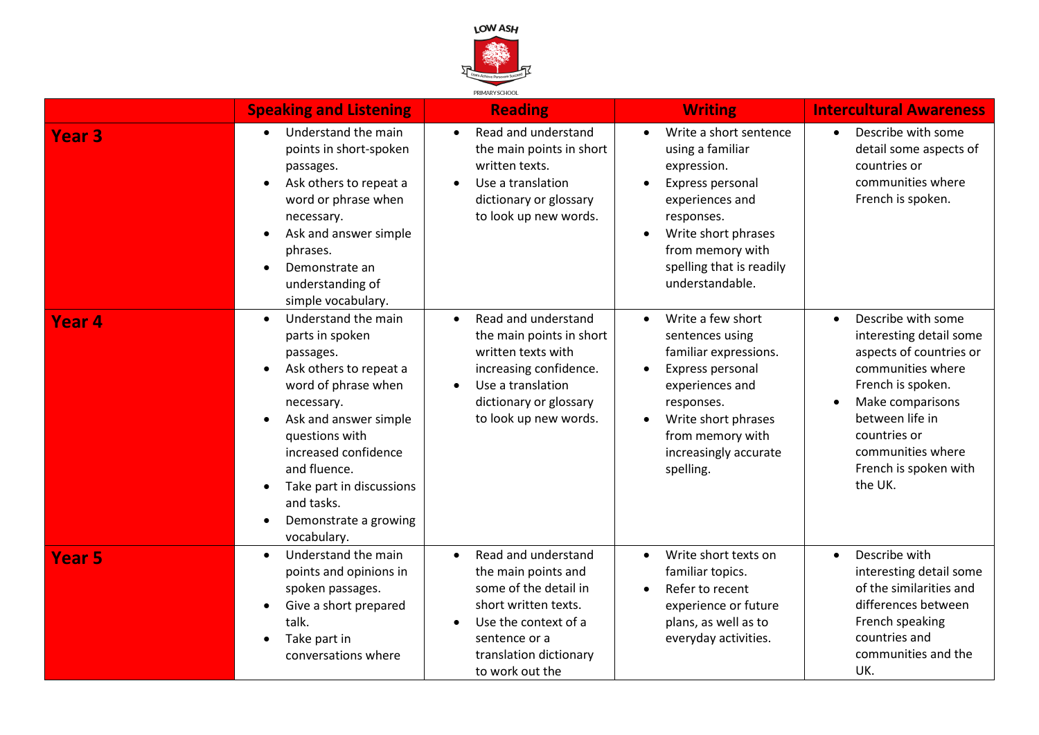| | Speaking and Listening | Reading | Writing | Intercultural Awareness |
|---|---|---|---|---|
| **Year 3** | • Understand the main points in short-spoken passages.<br>• Ask others to repeat a word or phrase when necessary.<br>• Ask and answer simple phrases.<br>• Demonstrate an understanding of simple vocabulary. | • Read and understand the main points in short written texts.<br>• Use a translation dictionary or glossary to look up new words. | • Write a short sentence using a familiar expression.<br>• Express personal experiences and responses.<br>• Write short phrases from memory with spelling that is readily understandable. | • Describe with some detail some aspects of countries or communities where French is spoken. |
| **Year 4** | • Understand the main parts in spoken passages.<br>• Ask others to repeat a word of phrase when necessary.<br>• Ask and answer simple questions with increased confidence and fluence.<br>• Take part in discussions and tasks.<br>• Demonstrate a growing vocabulary. | • Read and understand the main points in short written texts with increasing confidence.<br>• Use a translation dictionary or glossary to look up new words. | • Write a few short sentences using familiar expressions.<br>• Express personal experiences and responses.<br>• Write short phrases from memory with increasingly accurate spelling. | • Describe with some interesting detail some aspects of countries or communities where French is spoken.<br>• Make comparisons between life in countries or communities where French is spoken with the UK. |
| **Year 5** | • Understand the main points and opinions in spoken passages.<br>• Give a short prepared talk.<br>• Take part in conversations where | • Read and understand the main points and some of the detail in short written texts.<br>• Use the context of a sentence or a translation dictionary or glossary to work out the | • Write short texts on familiar topics.<br>• Refer to recent experience or future plans, as well as to everyday activities. | • Describe with interesting detail some of the similarities and differences between French speaking countries and communities and the UK. |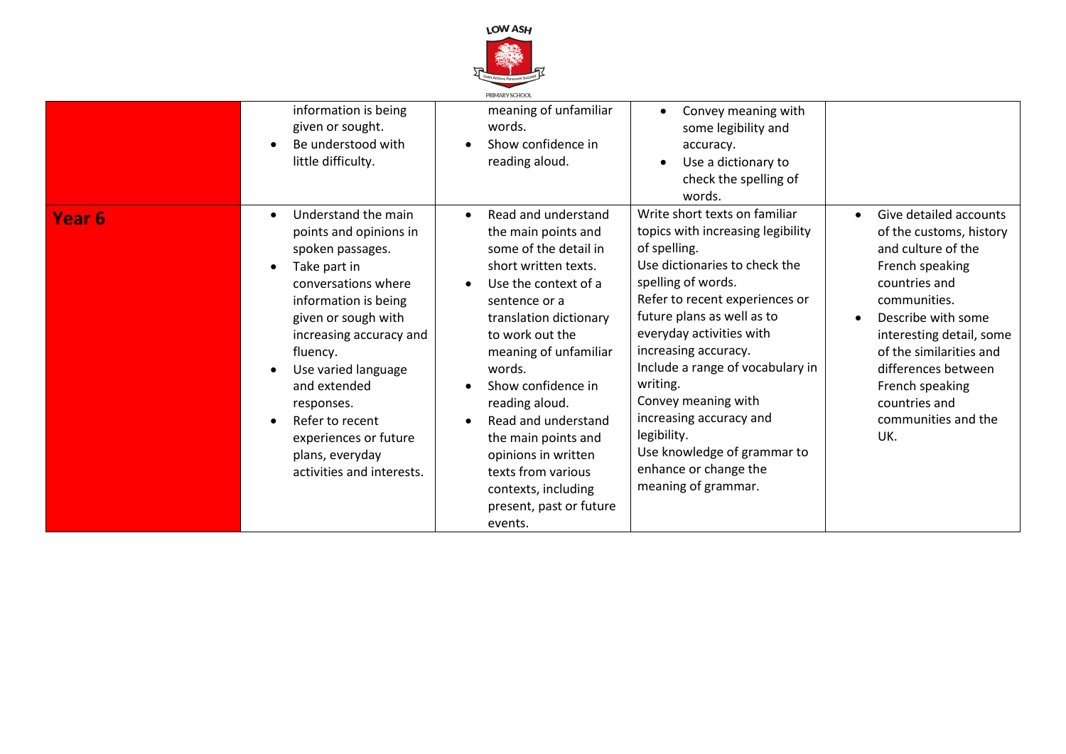| | | | | |
|---|---|---|---|---|
| | • information is being given or sought.<br>• Be understood with little difficulty. | • meaning of unfamiliar words.<br>• Show confidence in reading aloud. | • Convey meaning with some legibility and accuracy.<br>• Use a dictionary to check the spelling of words. | |
| **Year 6** | • Understand the main points and opinions in spoken passages.<br>• Take part in conversations where information is being given or sough with increasing accuracy and fluency.<br>• Use varied language and extended responses.<br>• Refer to recent experiences or future plans, everyday activities and interests. | • Read and understand the main points and some of the detail in short written texts.<br>• Use the context of a sentence or a translation dictionary to work out the meaning of unfamiliar words.<br>• Show confidence in reading aloud.<br>• Read and understand the main points and opinions in written texts from various contexts, including present, past or future events. | Write short texts on familiar topics with increasing legibility of spelling.<br>Use dictionaries to check the spelling of words.<br>Refer to recent experiences or future plans as well as to everyday activities with increasing accuracy.<br>Include a range of vocabulary in writing.<br>Convey meaning with increasing accuracy and legibility.<br>Use knowledge of grammar to enhance or change the meaning of grammar. | • Give detailed accounts of the customs, history and culture of the French speaking countries and communities.<br>• Describe with some interesting detail, some of the similarities and differences between French speaking countries and communities and the UK. |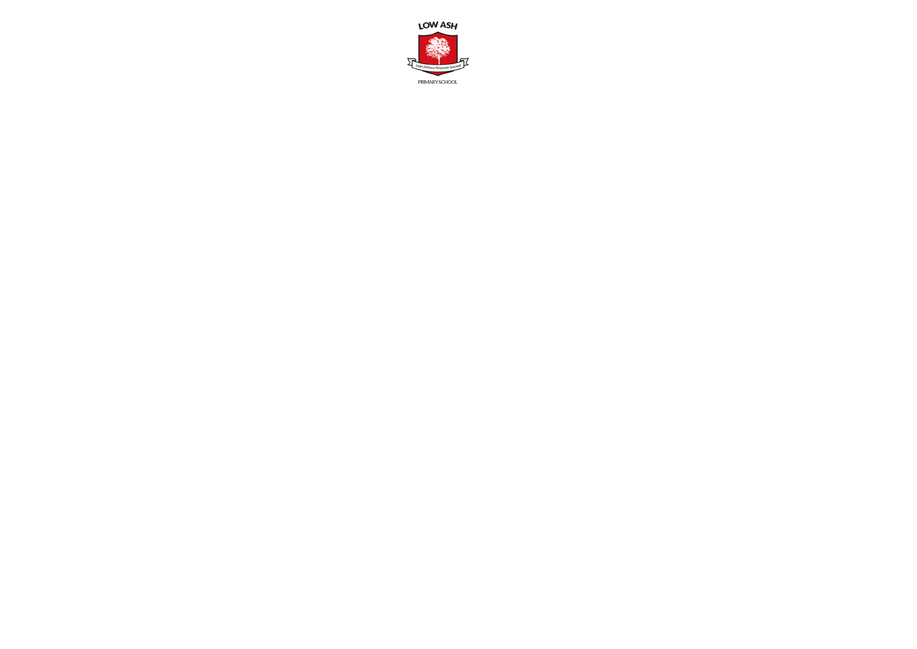LOW ASH

Learn Achieve Persevere Succeed

PRIMARY SCHOOL